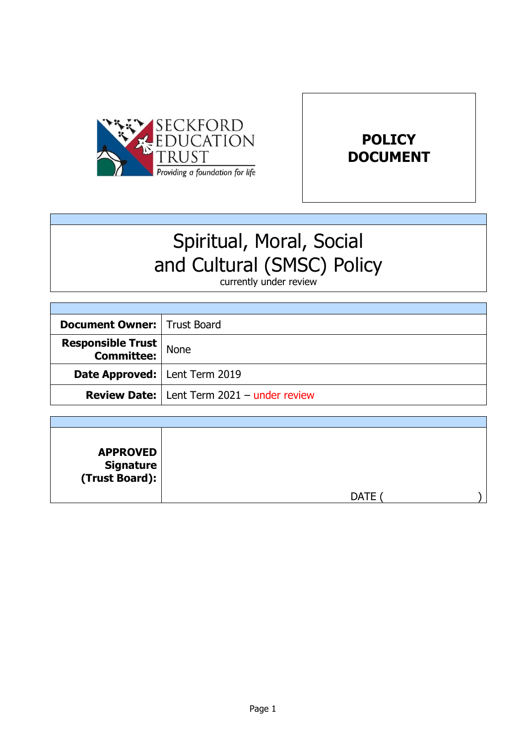SECKFORD EDUCATION TRUST

*Providing a foundation for life*

**POLICY DOCUMENT**

# Spiritual, Moral, Social and Cultural (SMSC) Policy

currently under review

| | |
|---|---|
| **Document Owner:** | Trust Board |
| **Responsible Trust Committee:** | None |
| **Date Approved:** | Lent Term 2019 |
| **Review Date:** | Lent Term 2021 – under review |

| | |
|---|---|
| **APPROVED Signature (Trust Board):** | DATE ( ) |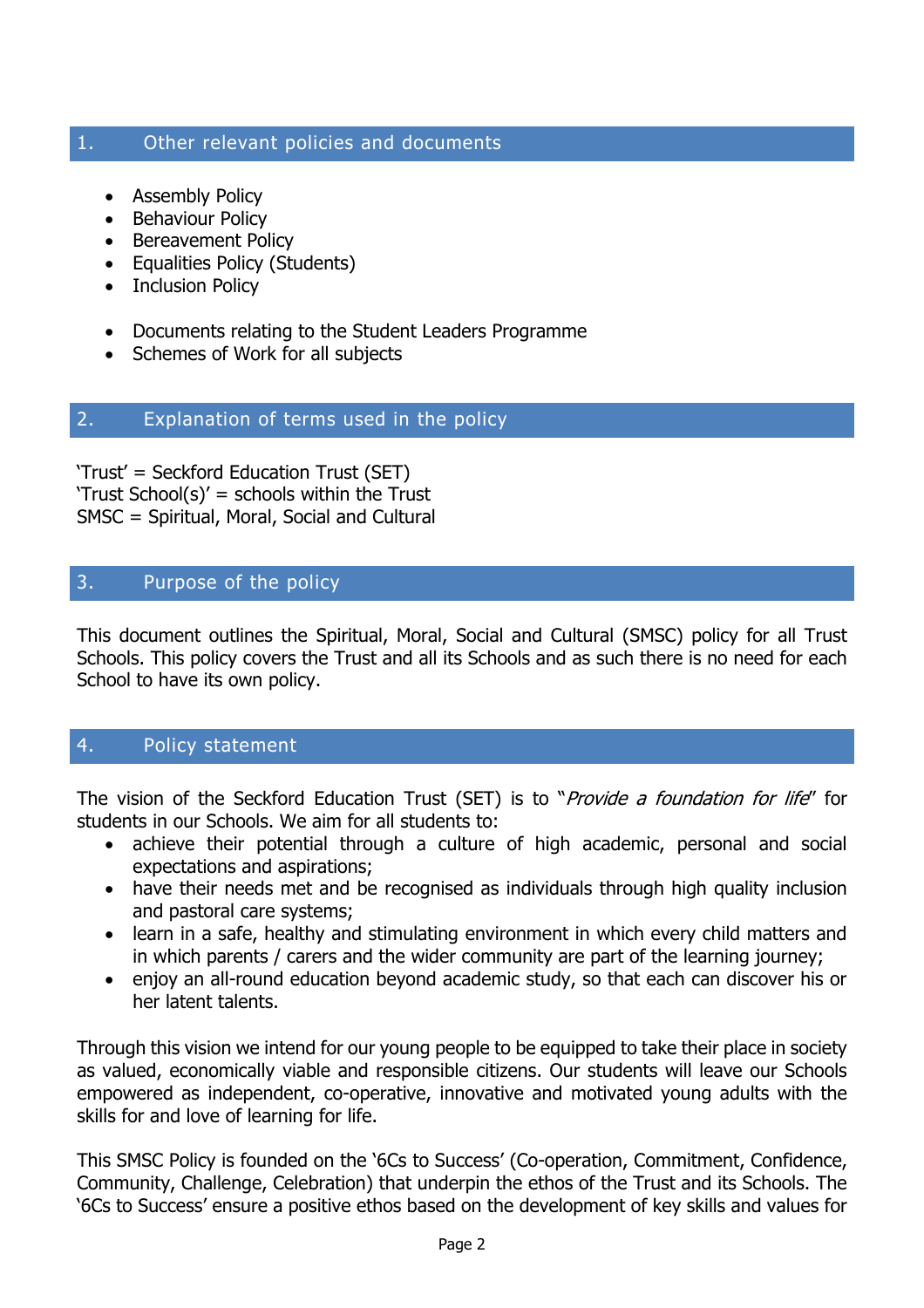## 1. Other relevant policies and documents

- Assembly Policy
- Behaviour Policy
- Bereavement Policy
- Equalities Policy (Students)
- Inclusion Policy

- Documents relating to the Student Leaders Programme
- Schemes of Work for all subjects

## 2. Explanation of terms used in the policy

'Trust' = Seckford Education Trust (SET)
'Trust School(s)' = schools within the Trust
SMSC = Spiritual, Moral, Social and Cultural

## 3. Purpose of the policy

This document outlines the Spiritual, Moral, Social and Cultural (SMSC) policy for all Trust Schools. This policy covers the Trust and all its Schools and as such there is no need for each School to have its own policy.

## 4. Policy statement

The vision of the Seckford Education Trust (SET) is to "*Provide a foundation for life*" for students in our Schools. We aim for all students to:

- achieve their potential through a culture of high academic, personal and social expectations and aspirations;
- have their needs met and be recognised as individuals through high quality inclusion and pastoral care systems;
- learn in a safe, healthy and stimulating environment in which every child matters and in which parents / carers and the wider community are part of the learning journey;
- enjoy an all-round education beyond academic study, so that each can discover his or her latent talents.

Through this vision we intend for our young people to be equipped to take their place in society as valued, economically viable and responsible citizens. Our students will leave our Schools empowered as independent, co-operative, innovative and motivated young adults with the skills for and love of learning for life.

This SMSC Policy is founded on the '6Cs to Success' (Co-operation, Commitment, Confidence, Community, Challenge, Celebration) that underpin the ethos of the Trust and its Schools. The '6Cs to Success' ensure a positive ethos based on the development of key skills and values for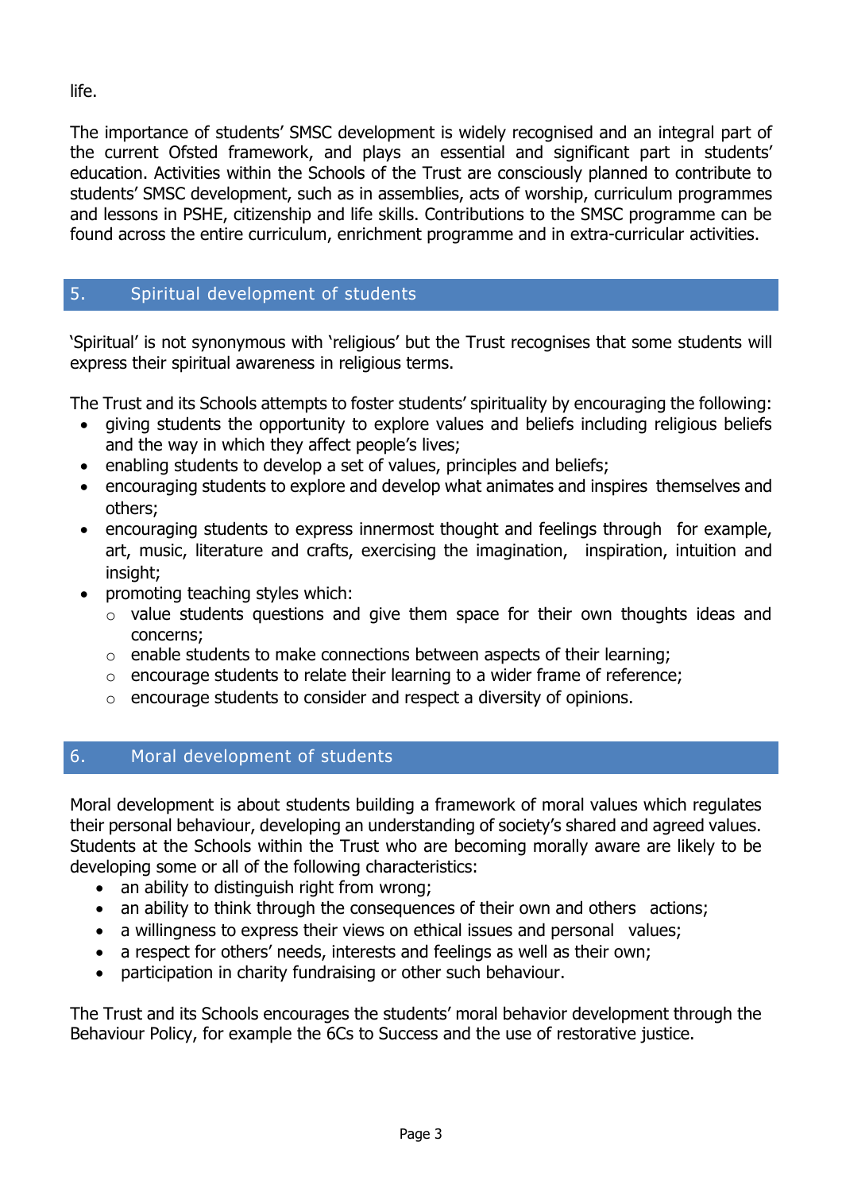life.

The importance of students' SMSC development is widely recognised and an integral part of the current Ofsted framework, and plays an essential and significant part in students' education. Activities within the Schools of the Trust are consciously planned to contribute to students' SMSC development, such as in assemblies, acts of worship, curriculum programmes and lessons in PSHE, citizenship and life skills. Contributions to the SMSC programme can be found across the entire curriculum, enrichment programme and in extra-curricular activities.

## 5. Spiritual development of students

'Spiritual' is not synonymous with 'religious' but the Trust recognises that some students will express their spiritual awareness in religious terms.

The Trust and its Schools attempts to foster students' spirituality by encouraging the following:

- giving students the opportunity to explore values and beliefs including religious beliefs and the way in which they affect people's lives;
- enabling students to develop a set of values, principles and beliefs;
- encouraging students to explore and develop what animates and inspires themselves and others;
- encouraging students to express innermost thought and feelings through for example, art, music, literature and crafts, exercising the imagination, inspiration, intuition and insight;
- promoting teaching styles which:
  - value students questions and give them space for their own thoughts ideas and concerns;
  - enable students to make connections between aspects of their learning;
  - encourage students to relate their learning to a wider frame of reference;
  - encourage students to consider and respect a diversity of opinions.

## 6. Moral development of students

Moral development is about students building a framework of moral values which regulates their personal behaviour, developing an understanding of society's shared and agreed values. Students at the Schools within the Trust who are becoming morally aware are likely to be developing some or all of the following characteristics:

- an ability to distinguish right from wrong;
- an ability to think through the consequences of their own and others actions;
- a willingness to express their views on ethical issues and personal values;
- a respect for others' needs, interests and feelings as well as their own;
- participation in charity fundraising or other such behaviour.

The Trust and its Schools encourages the students' moral behavior development through the Behaviour Policy, for example the 6Cs to Success and the use of restorative justice.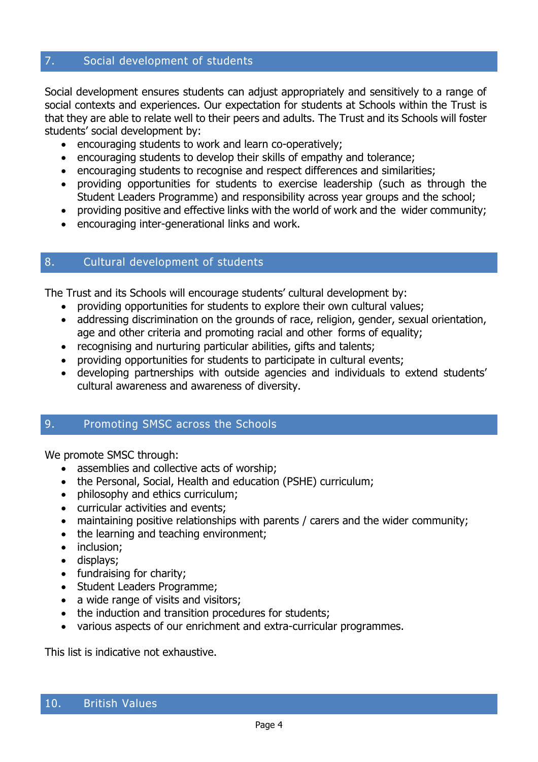## 7. Social development of students

Social development ensures students can adjust appropriately and sensitively to a range of social contexts and experiences. Our expectation for students at Schools within the Trust is that they are able to relate well to their peers and adults. The Trust and its Schools will foster students' social development by:

- encouraging students to work and learn co-operatively;
- encouraging students to develop their skills of empathy and tolerance;
- encouraging students to recognise and respect differences and similarities;
- providing opportunities for students to exercise leadership (such as through the Student Leaders Programme) and responsibility across year groups and the school;
- providing positive and effective links with the world of work and the wider community;
- encouraging inter-generational links and work.

## 8. Cultural development of students

The Trust and its Schools will encourage students' cultural development by:

- providing opportunities for students to explore their own cultural values;
- addressing discrimination on the grounds of race, religion, gender, sexual orientation, age and other criteria and promoting racial and other forms of equality;
- recognising and nurturing particular abilities, gifts and talents;
- providing opportunities for students to participate in cultural events;
- developing partnerships with outside agencies and individuals to extend students' cultural awareness and awareness of diversity.

## 9. Promoting SMSC across the Schools

We promote SMSC through:

- assemblies and collective acts of worship;
- the Personal, Social, Health and education (PSHE) curriculum;
- philosophy and ethics curriculum;
- curricular activities and events;
- maintaining positive relationships with parents / carers and the wider community;
- the learning and teaching environment;
- inclusion;
- displays;
- fundraising for charity;
- Student Leaders Programme;
- a wide range of visits and visitors;
- the induction and transition procedures for students;
- various aspects of our enrichment and extra-curricular programmes.

This list is indicative not exhaustive.

## 10. British Values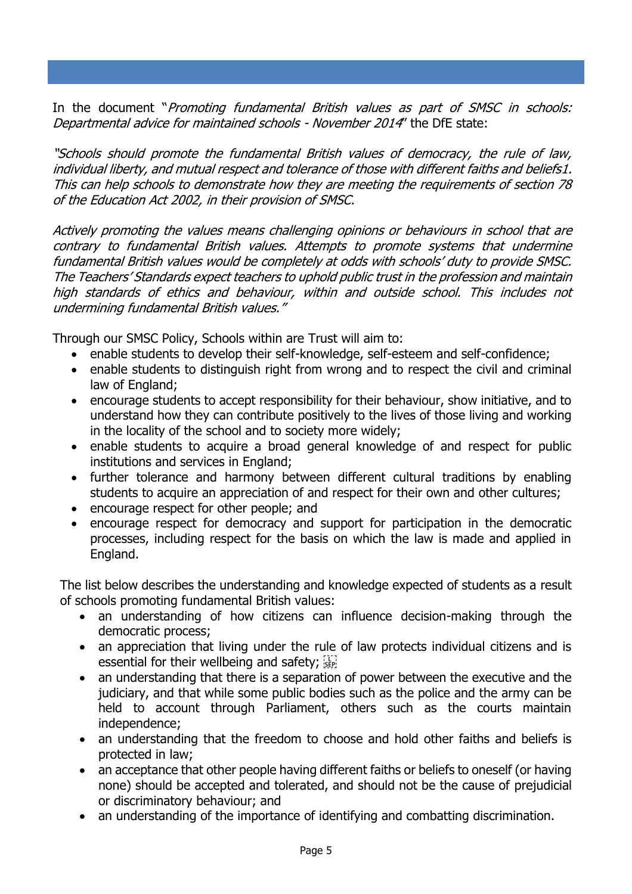In the document "*Promoting fundamental British values as part of SMSC in schools: Departmental advice for maintained schools - November 2014*" the DfE state:

*"Schools should promote the fundamental British values of democracy, the rule of law, individual liberty, and mutual respect and tolerance of those with different faiths and beliefs1. This can help schools to demonstrate how they are meeting the requirements of section 78 of the Education Act 2002, in their provision of SMSC.*

*Actively promoting the values means challenging opinions or behaviours in school that are contrary to fundamental British values. Attempts to promote systems that undermine fundamental British values would be completely at odds with schools' duty to provide SMSC. The Teachers' Standards expect teachers to uphold public trust in the profession and maintain high standards of ethics and behaviour, within and outside school. This includes not undermining fundamental British values."*

Through our SMSC Policy, Schools within are Trust will aim to:

- enable students to develop their self-knowledge, self-esteem and self-confidence;
- enable students to distinguish right from wrong and to respect the civil and criminal law of England;
- encourage students to accept responsibility for their behaviour, show initiative, and to understand how they can contribute positively to the lives of those living and working in the locality of the school and to society more widely;
- enable students to acquire a broad general knowledge of and respect for public institutions and services in England;
- further tolerance and harmony between different cultural traditions by enabling students to acquire an appreciation of and respect for their own and other cultures;
- encourage respect for other people; and
- encourage respect for democracy and support for participation in the democratic processes, including respect for the basis on which the law is made and applied in England.

The list below describes the understanding and knowledge expected of students as a result of schools promoting fundamental British values:

- an understanding of how citizens can influence decision-making through the democratic process;
- an appreciation that living under the rule of law protects individual citizens and is essential for their wellbeing and safety;
- an understanding that there is a separation of power between the executive and the judiciary, and that while some public bodies such as the police and the army can be held to account through Parliament, others such as the courts maintain independence;
- an understanding that the freedom to choose and hold other faiths and beliefs is protected in law;
- an acceptance that other people having different faiths or beliefs to oneself (or having none) should be accepted and tolerated, and should not be the cause of prejudicial or discriminatory behaviour; and
- an understanding of the importance of identifying and combatting discrimination.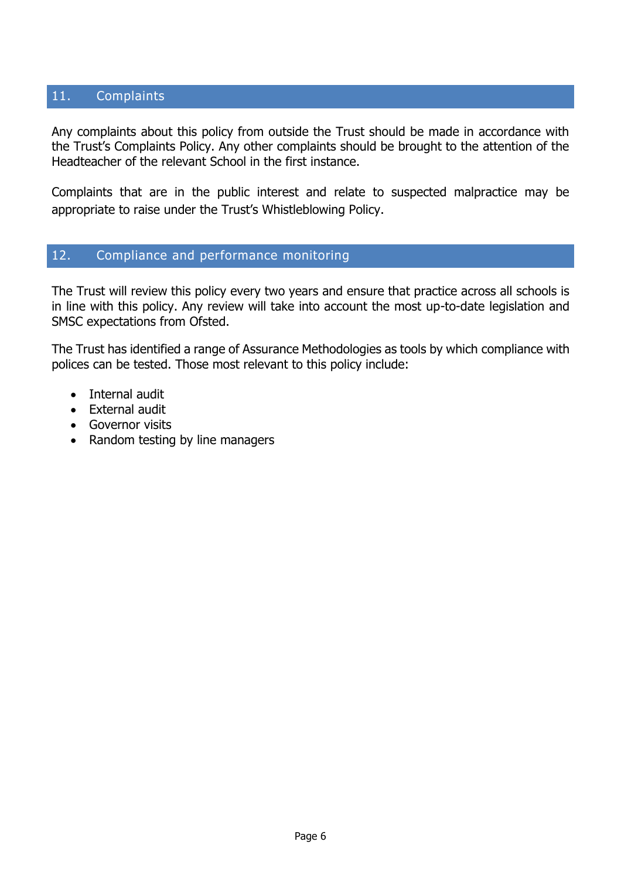## 11. Complaints

Any complaints about this policy from outside the Trust should be made in accordance with the Trust's Complaints Policy. Any other complaints should be brought to the attention of the Headteacher of the relevant School in the first instance.

Complaints that are in the public interest and relate to suspected malpractice may be appropriate to raise under the Trust's Whistleblowing Policy.

## 12. Compliance and performance monitoring

The Trust will review this policy every two years and ensure that practice across all schools is in line with this policy. Any review will take into account the most up-to-date legislation and SMSC expectations from Ofsted.

The Trust has identified a range of Assurance Methodologies as tools by which compliance with polices can be tested. Those most relevant to this policy include:

- Internal audit
- External audit
- Governor visits
- Random testing by line managers